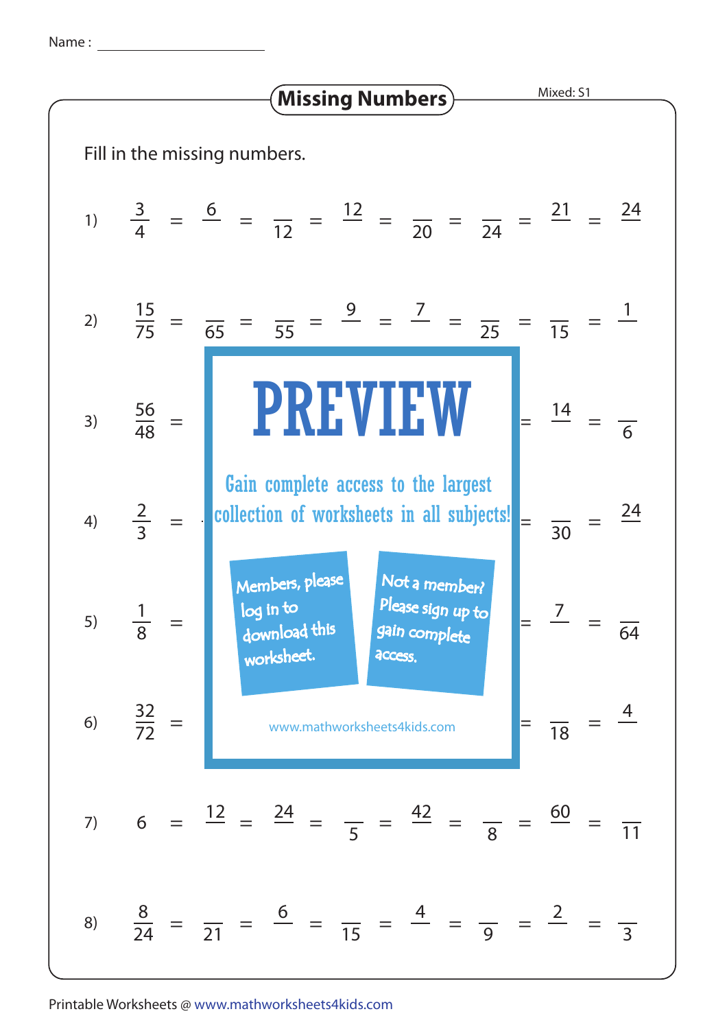Name : ____________________

# Missing Numbers

Mixed: S1

Fill in the missing numbers.

1) $\frac{3}{4} = \frac{6}{\phantom{0}} = \frac{\phantom{0}}{12} = \frac{12}{\phantom{0}} = \frac{\phantom{0}}{20} = \frac{\phantom{0}}{24} = \frac{21}{\phantom{0}} = \frac{24}{\phantom{0}}$

2) $\frac{15}{75} = \frac{\phantom{0}}{65} = \frac{\phantom{0}}{55} = \frac{9}{\phantom{0}} = \frac{7}{\phantom{0}} = \frac{\phantom{0}}{25} = \frac{\phantom{0}}{15} = \frac{1}{\phantom{0}}$

3) $\frac{56}{48} =$ ... $= \frac{14}{\phantom{0}} = \frac{\phantom{0}}{6}$

4) $\frac{2}{3} =$ ... $= \frac{\phantom{0}}{30} = \frac{24}{\phantom{0}}$

5) $\frac{1}{8} =$ ... $= \frac{7}{\phantom{0}} = \frac{\phantom{0}}{64}$

6) $\frac{32}{72} =$ ... $= \frac{\phantom{0}}{18} = \frac{4}{\phantom{0}}$

7) $6 = \frac{12}{\phantom{0}} = \frac{24}{\phantom{0}} = \frac{\phantom{0}}{5} = \frac{42}{\phantom{0}} = \frac{\phantom{0}}{8} = \frac{60}{\phantom{0}} = \frac{\phantom{0}}{11}$

8) $\frac{8}{24} = \frac{\phantom{0}}{21} = \frac{6}{\phantom{0}} = \frac{\phantom{0}}{15} = \frac{4}{\phantom{0}} = \frac{\phantom{0}}{9} = \frac{2}{\phantom{0}} = \frac{\phantom{0}}{3}$

**PREVIEW**

Gain complete access to the largest collection of worksheets in all subjects!

Members, please log in to download this worksheet.

Not a member? Please sign up to gain complete access.

www.mathworksheets4kids.com

Printable Worksheets @ www.mathworksheets4kids.com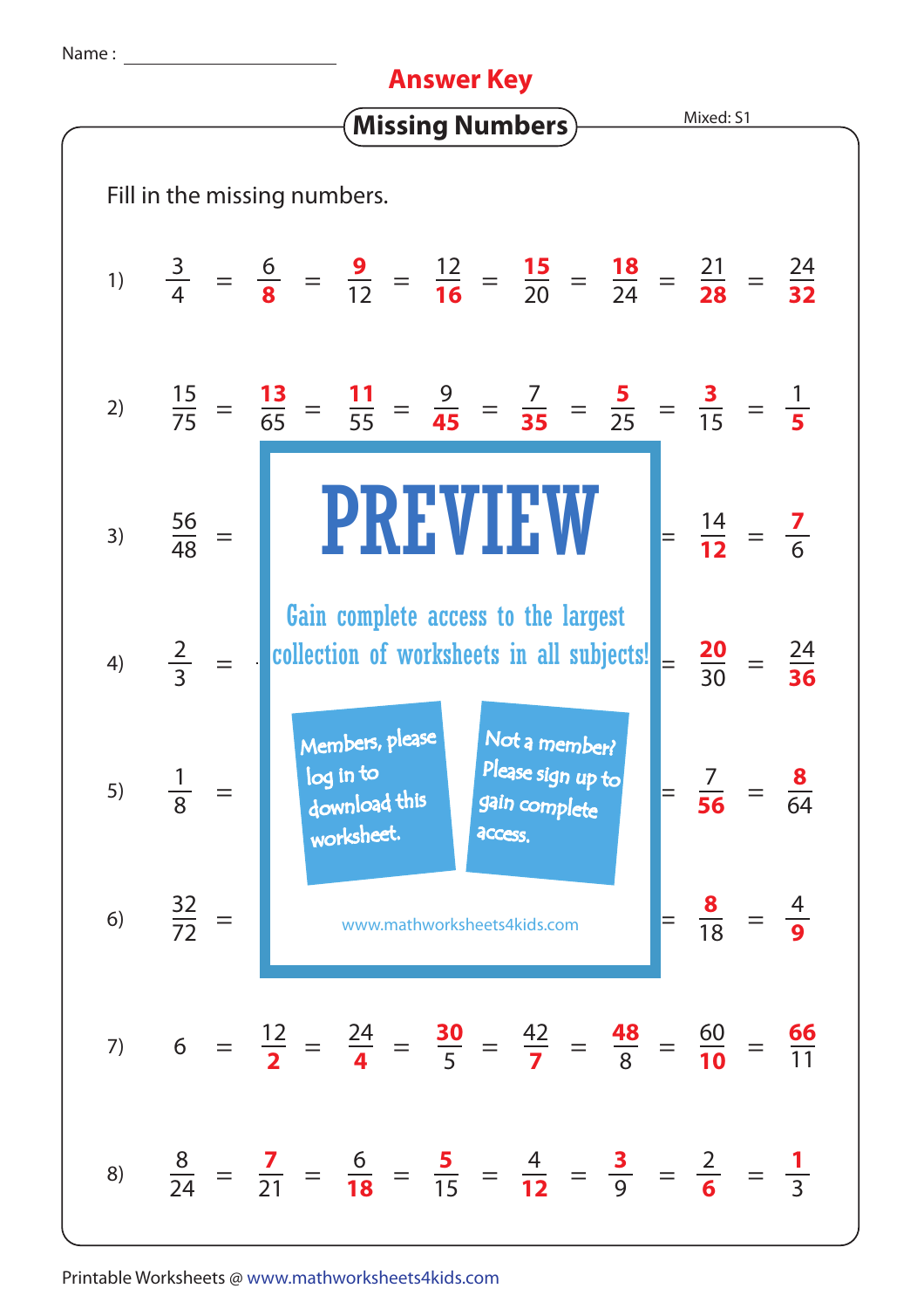Name : ____________________

**Answer Key**

## Missing Numbers

Mixed: S1

Fill in the missing numbers.

1) $\frac{3}{4} = \frac{6}{\mathbf{8}} = \frac{\mathbf{9}}{12} = \frac{12}{\mathbf{16}} = \frac{\mathbf{15}}{20} = \frac{\mathbf{18}}{24} = \frac{21}{\mathbf{28}} = \frac{24}{\mathbf{32}}$

2) $\frac{15}{75} = \frac{\mathbf{13}}{65} = \frac{\mathbf{11}}{55} = \frac{9}{\mathbf{45}} = \frac{7}{\mathbf{35}} = \frac{\mathbf{5}}{25} = \frac{\mathbf{3}}{15} = \frac{1}{\mathbf{5}}$

3) $\frac{56}{48} =$ ... $= \frac{14}{\mathbf{12}} = \frac{\mathbf{7}}{6}$

4) $\frac{2}{3} =$ ... $= \frac{\mathbf{20}}{30} = \frac{24}{\mathbf{36}}$

5) $\frac{1}{8} =$ ... $= \frac{7}{\mathbf{56}} = \frac{\mathbf{8}}{64}$

6) $\frac{32}{72} =$ ... $= \frac{\mathbf{8}}{18} = \frac{4}{\mathbf{9}}$

7) $6 = \frac{12}{\mathbf{2}} = \frac{24}{\mathbf{4}} = \frac{\mathbf{30}}{5} = \frac{42}{\mathbf{7}} = \frac{\mathbf{48}}{8} = \frac{60}{\mathbf{10}} = \frac{\mathbf{66}}{11}$

8) $\frac{8}{24} = \frac{\mathbf{7}}{21} = \frac{6}{\mathbf{18}} = \frac{\mathbf{5}}{15} = \frac{4}{\mathbf{12}} = \frac{\mathbf{3}}{9} = \frac{2}{\mathbf{6}} = \frac{\mathbf{1}}{3}$

**PREVIEW**

Gain complete access to the largest collection of worksheets in all subjects!

Members, please log in to download this worksheet.

Not a member? Please sign up to gain complete access.

www.mathworksheets4kids.com

Printable Worksheets @ www.mathworksheets4kids.com